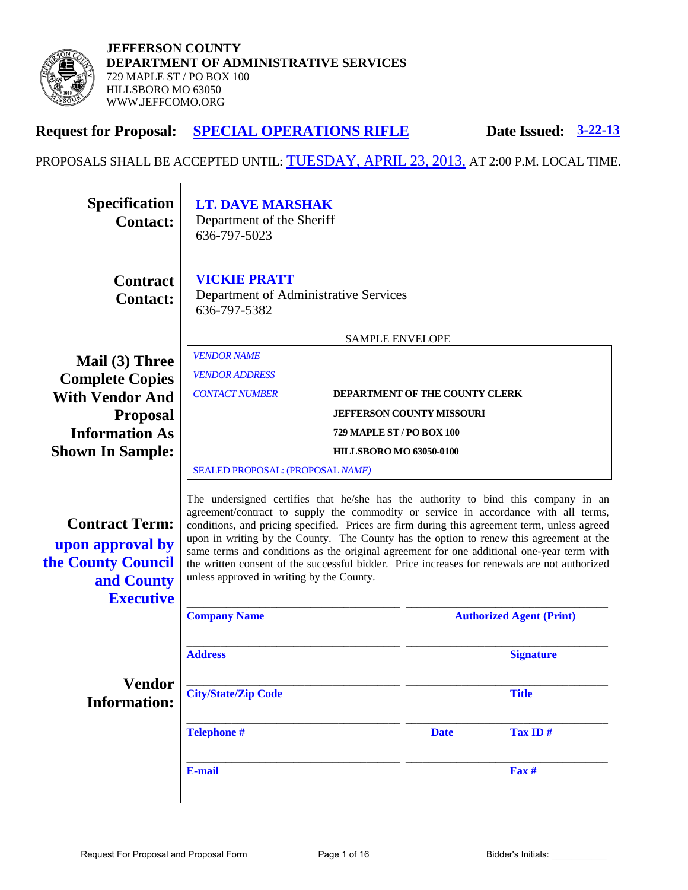**JEFFERSON COUNTY**
**DEPARTMENT OF ADMINISTRATIVE SERVICES**
729 MAPLE ST / PO BOX 100
HILLSBORO MO 63050
WWW.JEFFCOMO.ORG

**Request for Proposal: SPECIAL OPERATIONS RIFLE** **Date Issued: 3-22-13**

PROPOSALS SHALL BE ACCEPTED UNTIL: TUESDAY, APRIL 23, 2013, AT 2:00 P.M. LOCAL TIME.

**Specification Contact:**
**LT. DAVE MARSHAK**
Department of the Sheriff
636-797-5023

**Contract Contact:**
**VICKIE PRATT**
Department of Administrative Services
636-797-5382

**Mail (3) Three Complete Copies With Vendor And Proposal Information As Shown In Sample:**

SAMPLE ENVELOPE

*VENDOR NAME*
*VENDOR ADDRESS*
*CONTACT NUMBER*

**DEPARTMENT OF THE COUNTY CLERK**
**JEFFERSON COUNTY MISSOURI**
**729 MAPLE ST / PO BOX 100**
**HILLSBORO MO 63050-0100**

SEALED PROPOSAL: (PROPOSAL *NAME)*

**Contract Term:** **upon approval by the County Council and County Executive**

The undersigned certifies that he/she has the authority to bind this company in an agreement/contract to supply the commodity or service in accordance with all terms, conditions, and pricing specified. Prices are firm during this agreement term, unless agreed upon in writing by the County. The County has the option to renew this agreement at the same terms and conditions as the original agreement for one additional one-year term with the written consent of the successful bidder. Price increases for renewals are not authorized unless approved in writing by the County.

**Vendor Information:**

| | |
|---|---|
| **Company Name** | **Authorized Agent (Print)** |
| **Address** | **Signature** |
| **City/State/Zip Code** | **Title** |
| **Telephone #** | **Date** **Tax ID #** |
| **E-mail** | **Fax #** |

Bidder's Initials: ___________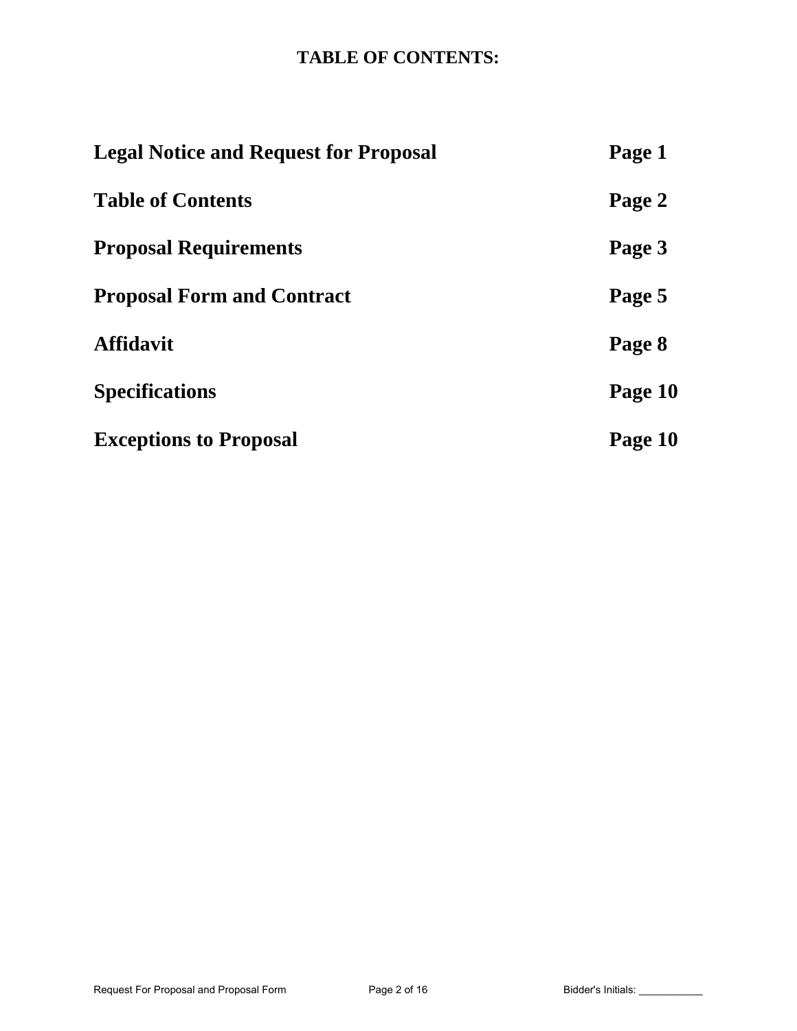# TABLE OF CONTENTS:

| | |
|---|---|
| **Legal Notice and Request for Proposal** | **Page 1** |
| **Table of Contents** | **Page 2** |
| **Proposal Requirements** | **Page 3** |
| **Proposal Form and Contract** | **Page 5** |
| **Affidavit** | **Page 8** |
| **Specifications** | **Page 10** |
| **Exceptions to Proposal** | **Page 10** |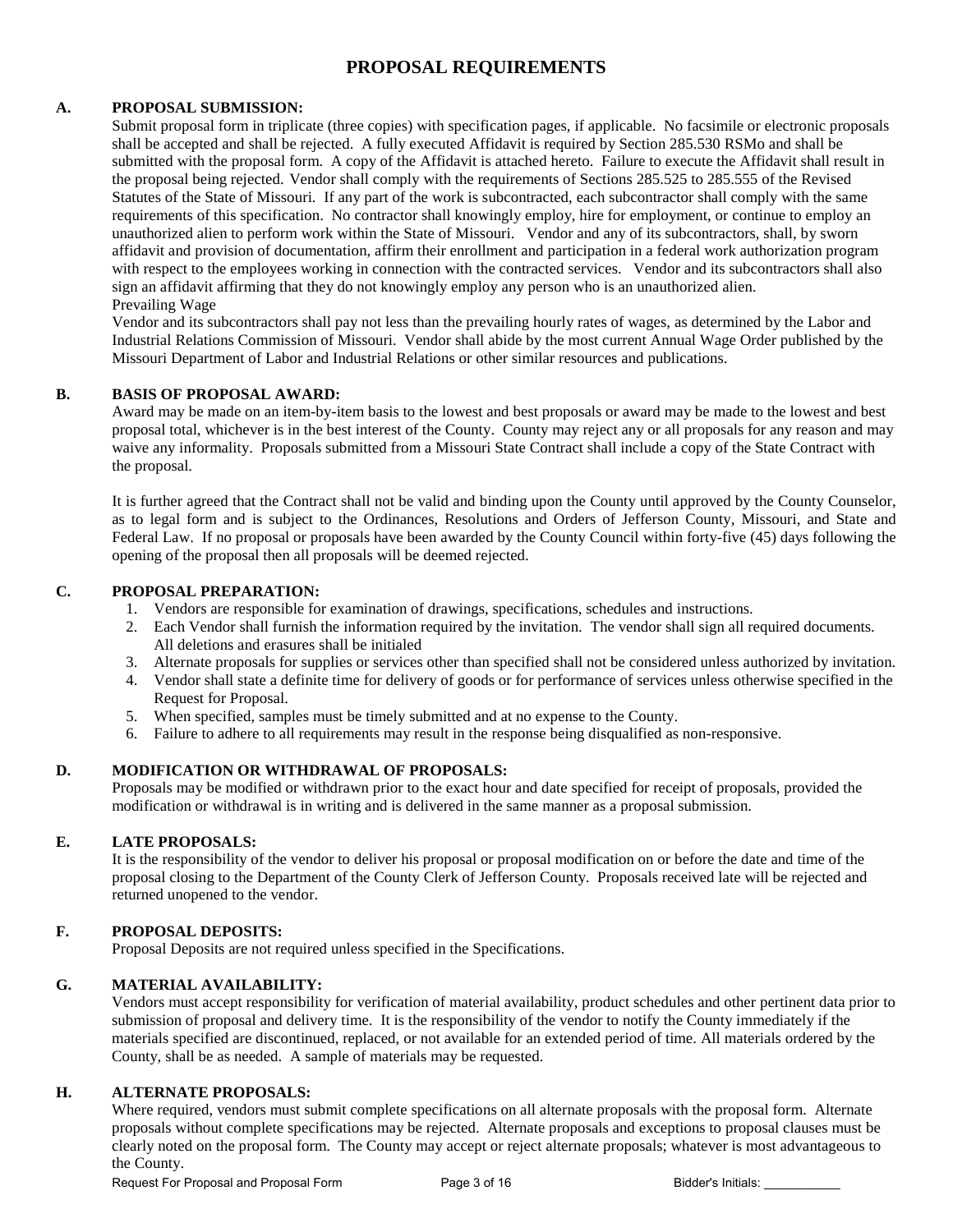# PROPOSAL REQUIREMENTS

**A. PROPOSAL SUBMISSION:**

Submit proposal form in triplicate (three copies) with specification pages, if applicable. No facsimile or electronic proposals shall be accepted and shall be rejected. A fully executed Affidavit is required by Section 285.530 RSMo and shall be submitted with the proposal form. A copy of the Affidavit is attached hereto. Failure to execute the Affidavit shall result in the proposal being rejected. Vendor shall comply with the requirements of Sections 285.525 to 285.555 of the Revised Statutes of the State of Missouri. If any part of the work is subcontracted, each subcontractor shall comply with the same requirements of this specification. No contractor shall knowingly employ, hire for employment, or continue to employ an unauthorized alien to perform work within the State of Missouri. Vendor and any of its subcontractors, shall, by sworn affidavit and provision of documentation, affirm their enrollment and participation in a federal work authorization program with respect to the employees working in connection with the contracted services. Vendor and its subcontractors shall also sign an affidavit affirming that they do not knowingly employ any person who is an unauthorized alien.

Prevailing Wage

Vendor and its subcontractors shall pay not less than the prevailing hourly rates of wages, as determined by the Labor and Industrial Relations Commission of Missouri. Vendor shall abide by the most current Annual Wage Order published by the Missouri Department of Labor and Industrial Relations or other similar resources and publications.

**B. BASIS OF PROPOSAL AWARD:**

Award may be made on an item-by-item basis to the lowest and best proposals or award may be made to the lowest and best proposal total, whichever is in the best interest of the County. County may reject any or all proposals for any reason and may waive any informality. Proposals submitted from a Missouri State Contract shall include a copy of the State Contract with the proposal.

It is further agreed that the Contract shall not be valid and binding upon the County until approved by the County Counselor, as to legal form and is subject to the Ordinances, Resolutions and Orders of Jefferson County, Missouri, and State and Federal Law. If no proposal or proposals have been awarded by the County Council within forty-five (45) days following the opening of the proposal then all proposals will be deemed rejected.

**C. PROPOSAL PREPARATION:**

1. Vendors are responsible for examination of drawings, specifications, schedules and instructions.
2. Each Vendor shall furnish the information required by the invitation. The vendor shall sign all required documents. All deletions and erasures shall be initialed
3. Alternate proposals for supplies or services other than specified shall not be considered unless authorized by invitation.
4. Vendor shall state a definite time for delivery of goods or for performance of services unless otherwise specified in the Request for Proposal.
5. When specified, samples must be timely submitted and at no expense to the County.
6. Failure to adhere to all requirements may result in the response being disqualified as non-responsive.

**D. MODIFICATION OR WITHDRAWAL OF PROPOSALS:**

Proposals may be modified or withdrawn prior to the exact hour and date specified for receipt of proposals, provided the modification or withdrawal is in writing and is delivered in the same manner as a proposal submission.

**E. LATE PROPOSALS:**

It is the responsibility of the vendor to deliver his proposal or proposal modification on or before the date and time of the proposal closing to the Department of the County Clerk of Jefferson County. Proposals received late will be rejected and returned unopened to the vendor.

**F. PROPOSAL DEPOSITS:**

Proposal Deposits are not required unless specified in the Specifications.

**G. MATERIAL AVAILABILITY:**

Vendors must accept responsibility for verification of material availability, product schedules and other pertinent data prior to submission of proposal and delivery time. It is the responsibility of the vendor to notify the County immediately if the materials specified are discontinued, replaced, or not available for an extended period of time. All materials ordered by the County, shall be as needed. A sample of materials may be requested.

**H. ALTERNATE PROPOSALS:**

Where required, vendors must submit complete specifications on all alternate proposals with the proposal form. Alternate proposals without complete specifications may be rejected. Alternate proposals and exceptions to proposal clauses must be clearly noted on the proposal form. The County may accept or reject alternate proposals; whatever is most advantageous to the County.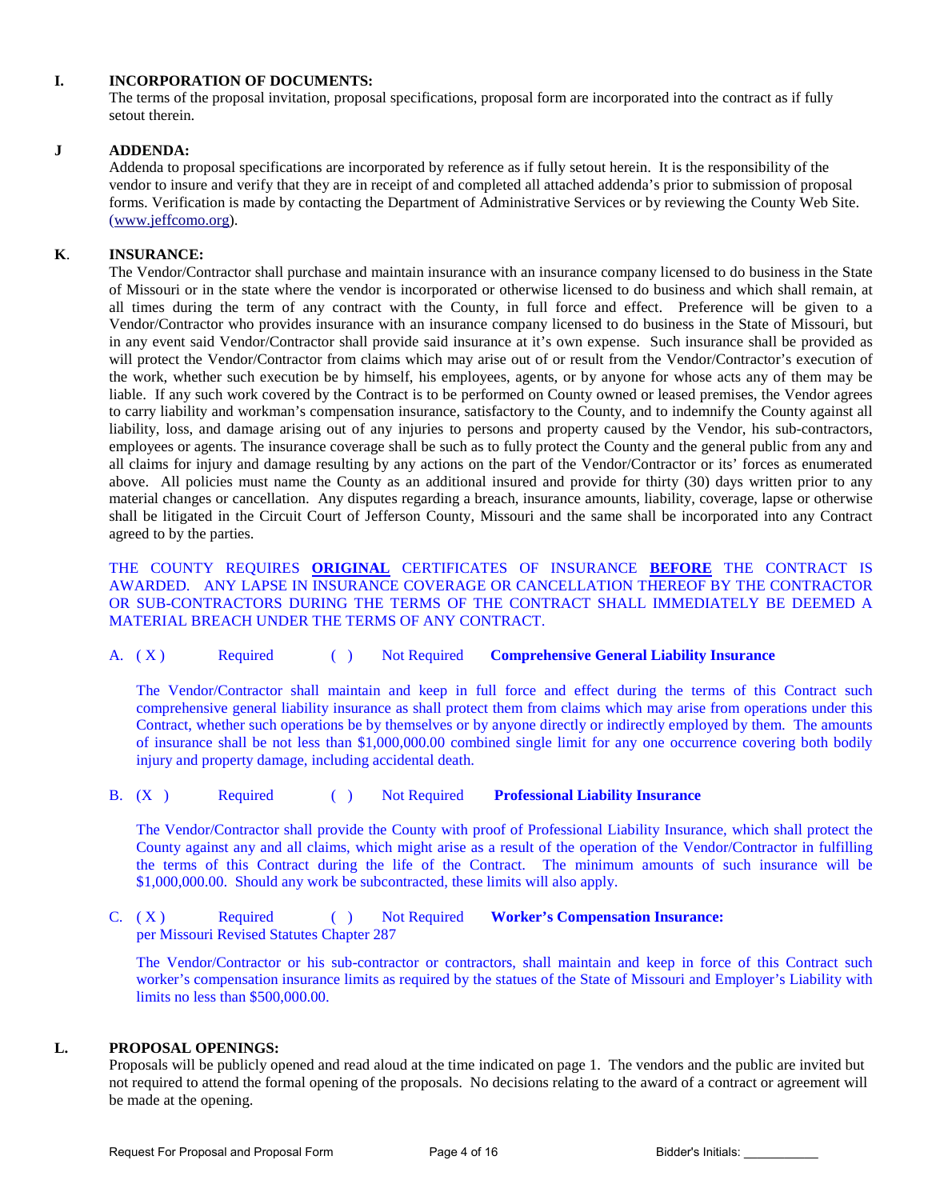**I. INCORPORATION OF DOCUMENTS:**

The terms of the proposal invitation, proposal specifications, proposal form are incorporated into the contract as if fully setout therein.

**J ADDENDA:**

Addenda to proposal specifications are incorporated by reference as if fully setout herein. It is the responsibility of the vendor to insure and verify that they are in receipt of and completed all attached addenda's prior to submission of proposal forms. Verification is made by contacting the Department of Administrative Services or by reviewing the County Web Site. (www.jeffcomo.org).

**K. INSURANCE:**

The Vendor/Contractor shall purchase and maintain insurance with an insurance company licensed to do business in the State of Missouri or in the state where the vendor is incorporated or otherwise licensed to do business and which shall remain, at all times during the term of any contract with the County, in full force and effect. Preference will be given to a Vendor/Contractor who provides insurance with an insurance company licensed to do business in the State of Missouri, but in any event said Vendor/Contractor shall provide said insurance at it's own expense. Such insurance shall be provided as will protect the Vendor/Contractor from claims which may arise out of or result from the Vendor/Contractor's execution of the work, whether such execution be by himself, his employees, agents, or by anyone for whose acts any of them may be liable. If any such work covered by the Contract is to be performed on County owned or leased premises, the Vendor agrees to carry liability and workman's compensation insurance, satisfactory to the County, and to indemnify the County against all liability, loss, and damage arising out of any injuries to persons and property caused by the Vendor, his sub-contractors, employees or agents. The insurance coverage shall be such as to fully protect the County and the general public from any and all claims for injury and damage resulting by any actions on the part of the Vendor/Contractor or its' forces as enumerated above. All policies must name the County as an additional insured and provide for thirty (30) days written prior to any material changes or cancellation. Any disputes regarding a breach, insurance amounts, liability, coverage, lapse or otherwise shall be litigated in the Circuit Court of Jefferson County, Missouri and the same shall be incorporated into any Contract agreed to by the parties.

THE COUNTY REQUIRES **ORIGINAL** CERTIFICATES OF INSURANCE **BEFORE** THE CONTRACT IS AWARDED. ANY LAPSE IN INSURANCE COVERAGE OR CANCELLATION THEREOF BY THE CONTRACTOR OR SUB-CONTRACTORS DURING THE TERMS OF THE CONTRACT SHALL IMMEDIATELY BE DEEMED A MATERIAL BREACH UNDER THE TERMS OF ANY CONTRACT.

A. ( X ) Required ( ) Not Required **Comprehensive General Liability Insurance**

The Vendor/Contractor shall maintain and keep in full force and effect during the terms of this Contract such comprehensive general liability insurance as shall protect them from claims which may arise from operations under this Contract, whether such operations be by themselves or by anyone directly or indirectly employed by them. The amounts of insurance shall be not less than $1,000,000.00 combined single limit for any one occurrence covering both bodily injury and property damage, including accidental death.

B. (X ) Required ( ) Not Required **Professional Liability Insurance**

The Vendor/Contractor shall provide the County with proof of Professional Liability Insurance, which shall protect the County against any and all claims, which might arise as a result of the operation of the Vendor/Contractor in fulfilling the terms of this Contract during the life of the Contract. The minimum amounts of such insurance will be $1,000,000.00. Should any work be subcontracted, these limits will also apply.

C. ( X ) Required ( ) Not Required **Worker's Compensation Insurance:**
per Missouri Revised Statutes Chapter 287

The Vendor/Contractor or his sub-contractor or contractors, shall maintain and keep in force of this Contract such worker's compensation insurance limits as required by the statues of the State of Missouri and Employer's Liability with limits no less than $500,000.00.

**L. PROPOSAL OPENINGS:**

Proposals will be publicly opened and read aloud at the time indicated on page 1. The vendors and the public are invited but not required to attend the formal opening of the proposals. No decisions relating to the award of a contract or agreement will be made at the opening.

Bidder's Initials: ___________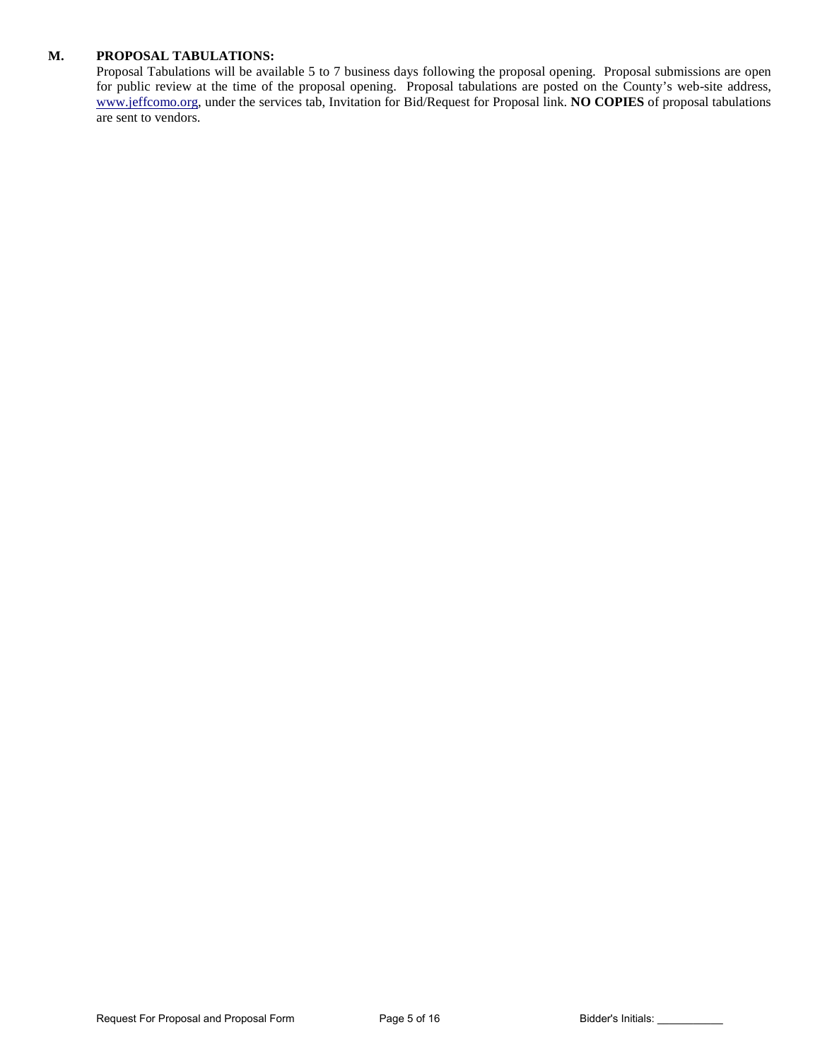**M. PROPOSAL TABULATIONS:**

Proposal Tabulations will be available 5 to 7 business days following the proposal opening. Proposal submissions are open for public review at the time of the proposal opening. Proposal tabulations are posted on the County's web-site address, www.jeffcomo.org, under the services tab, Invitation for Bid/Request for Proposal link. **NO COPIES** of proposal tabulations are sent to vendors.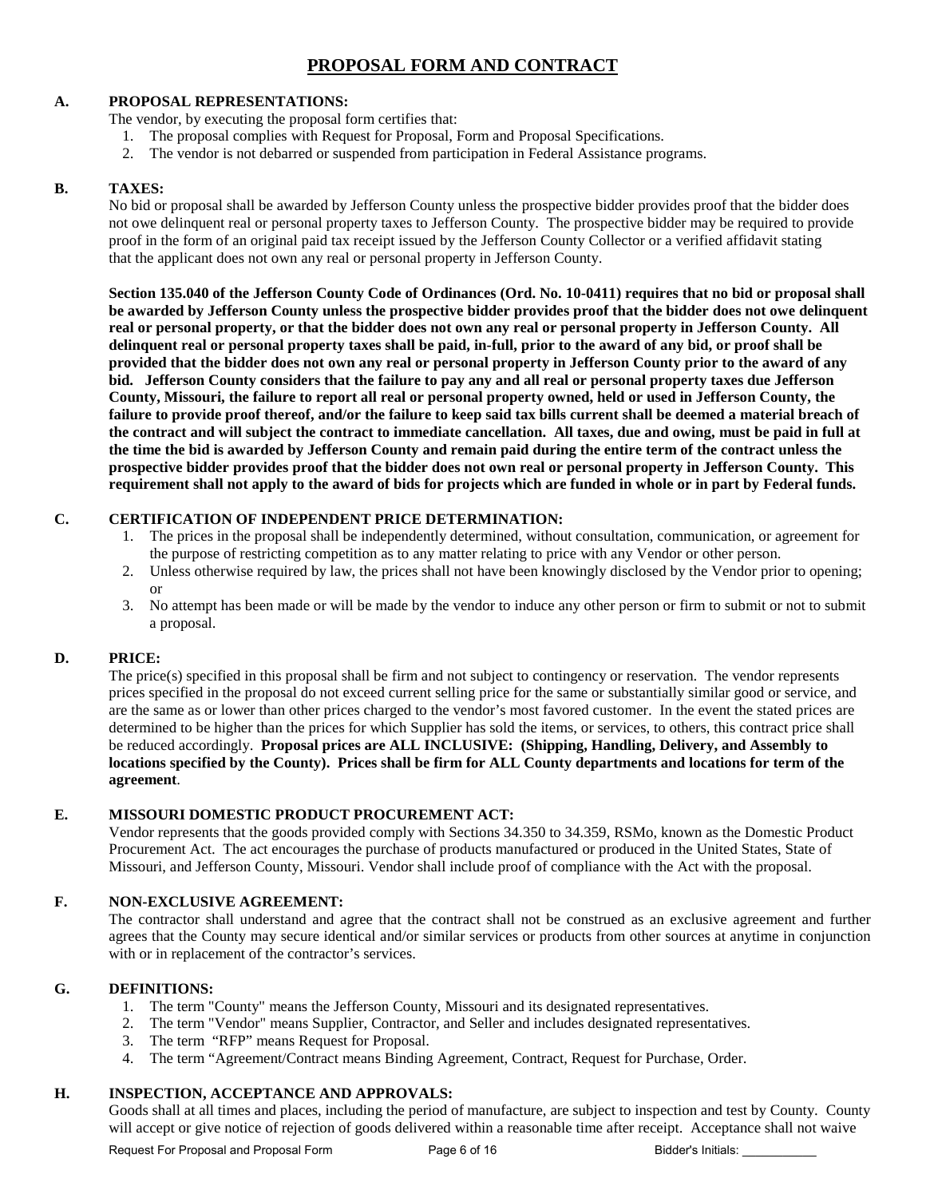# PROPOSAL FORM AND CONTRACT

## A. PROPOSAL REPRESENTATIONS:

The vendor, by executing the proposal form certifies that:

1. The proposal complies with Request for Proposal, Form and Proposal Specifications.
2. The vendor is not debarred or suspended from participation in Federal Assistance programs.

## B. TAXES:

No bid or proposal shall be awarded by Jefferson County unless the prospective bidder provides proof that the bidder does not owe delinquent real or personal property taxes to Jefferson County. The prospective bidder may be required to provide proof in the form of an original paid tax receipt issued by the Jefferson County Collector or a verified affidavit stating that the applicant does not own any real or personal property in Jefferson County.

**Section 135.040 of the Jefferson County Code of Ordinances (Ord. No. 10-0411) requires that no bid or proposal shall be awarded by Jefferson County unless the prospective bidder provides proof that the bidder does not owe delinquent real or personal property, or that the bidder does not own any real or personal property in Jefferson County. All delinquent real or personal property taxes shall be paid, in-full, prior to the award of any bid, or proof shall be provided that the bidder does not own any real or personal property in Jefferson County prior to the award of any bid. Jefferson County considers that the failure to pay any and all real or personal property taxes due Jefferson County, Missouri, the failure to report all real or personal property owned, held or used in Jefferson County, the failure to provide proof thereof, and/or the failure to keep said tax bills current shall be deemed a material breach of the contract and will subject the contract to immediate cancellation. All taxes, due and owing, must be paid in full at the time the bid is awarded by Jefferson County and remain paid during the entire term of the contract unless the prospective bidder provides proof that the bidder does not own real or personal property in Jefferson County. This requirement shall not apply to the award of bids for projects which are funded in whole or in part by Federal funds.**

## C. CERTIFICATION OF INDEPENDENT PRICE DETERMINATION:

1. The prices in the proposal shall be independently determined, without consultation, communication, or agreement for the purpose of restricting competition as to any matter relating to price with any Vendor or other person.
2. Unless otherwise required by law, the prices shall not have been knowingly disclosed by the Vendor prior to opening; or
3. No attempt has been made or will be made by the vendor to induce any other person or firm to submit or not to submit a proposal.

## D. PRICE:

The price(s) specified in this proposal shall be firm and not subject to contingency or reservation. The vendor represents prices specified in the proposal do not exceed current selling price for the same or substantially similar good or service, and are the same as or lower than other prices charged to the vendor's most favored customer. In the event the stated prices are determined to be higher than the prices for which Supplier has sold the items, or services, to others, this contract price shall be reduced accordingly. **Proposal prices are ALL INCLUSIVE: (Shipping, Handling, Delivery, and Assembly to locations specified by the County). Prices shall be firm for ALL County departments and locations for term of the agreement**.

## E. MISSOURI DOMESTIC PRODUCT PROCUREMENT ACT:

Vendor represents that the goods provided comply with Sections 34.350 to 34.359, RSMo, known as the Domestic Product Procurement Act. The act encourages the purchase of products manufactured or produced in the United States, State of Missouri, and Jefferson County, Missouri. Vendor shall include proof of compliance with the Act with the proposal.

## F. NON-EXCLUSIVE AGREEMENT:

The contractor shall understand and agree that the contract shall not be construed as an exclusive agreement and further agrees that the County may secure identical and/or similar services or products from other sources at anytime in conjunction with or in replacement of the contractor's services.

## G. DEFINITIONS:

1. The term "County" means the Jefferson County, Missouri and its designated representatives.
2. The term "Vendor" means Supplier, Contractor, and Seller and includes designated representatives.
3. The term "RFP" means Request for Proposal.
4. The term "Agreement/Contract means Binding Agreement, Contract, Request for Purchase, Order.

## H. INSPECTION, ACCEPTANCE AND APPROVALS:

Goods shall at all times and places, including the period of manufacture, are subject to inspection and test by County. County will accept or give notice of rejection of goods delivered within a reasonable time after receipt. Acceptance shall not waive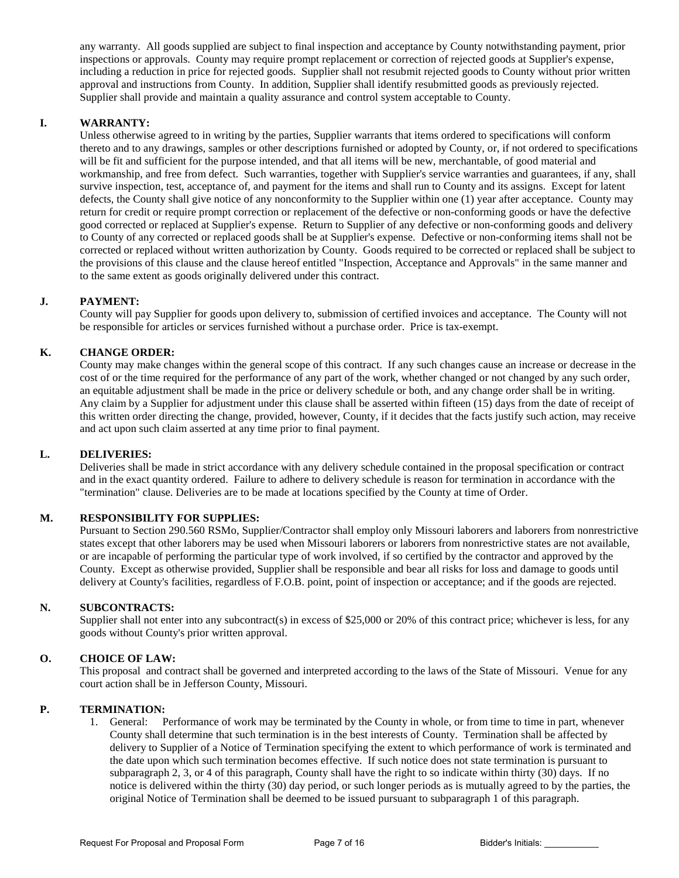any warranty. All goods supplied are subject to final inspection and acceptance by County notwithstanding payment, prior inspections or approvals. County may require prompt replacement or correction of rejected goods at Supplier's expense, including a reduction in price for rejected goods. Supplier shall not resubmit rejected goods to County without prior written approval and instructions from County. In addition, Supplier shall identify resubmitted goods as previously rejected. Supplier shall provide and maintain a quality assurance and control system acceptable to County.

**I. WARRANTY:**

Unless otherwise agreed to in writing by the parties, Supplier warrants that items ordered to specifications will conform thereto and to any drawings, samples or other descriptions furnished or adopted by County, or, if not ordered to specifications will be fit and sufficient for the purpose intended, and that all items will be new, merchantable, of good material and workmanship, and free from defect. Such warranties, together with Supplier's service warranties and guarantees, if any, shall survive inspection, test, acceptance of, and payment for the items and shall run to County and its assigns. Except for latent defects, the County shall give notice of any nonconformity to the Supplier within one (1) year after acceptance. County may return for credit or require prompt correction or replacement of the defective or non-conforming goods or have the defective good corrected or replaced at Supplier's expense. Return to Supplier of any defective or non-conforming goods and delivery to County of any corrected or replaced goods shall be at Supplier's expense. Defective or non-conforming items shall not be corrected or replaced without written authorization by County. Goods required to be corrected or replaced shall be subject to the provisions of this clause and the clause hereof entitled "Inspection, Acceptance and Approvals" in the same manner and to the same extent as goods originally delivered under this contract.

**J. PAYMENT:**

County will pay Supplier for goods upon delivery to, submission of certified invoices and acceptance. The County will not be responsible for articles or services furnished without a purchase order. Price is tax-exempt.

**K. CHANGE ORDER:**

County may make changes within the general scope of this contract. If any such changes cause an increase or decrease in the cost of or the time required for the performance of any part of the work, whether changed or not changed by any such order, an equitable adjustment shall be made in the price or delivery schedule or both, and any change order shall be in writing. Any claim by a Supplier for adjustment under this clause shall be asserted within fifteen (15) days from the date of receipt of this written order directing the change, provided, however, County, if it decides that the facts justify such action, may receive and act upon such claim asserted at any time prior to final payment.

**L. DELIVERIES:**

Deliveries shall be made in strict accordance with any delivery schedule contained in the proposal specification or contract and in the exact quantity ordered. Failure to adhere to delivery schedule is reason for termination in accordance with the "termination" clause. Deliveries are to be made at locations specified by the County at time of Order.

**M. RESPONSIBILITY FOR SUPPLIES:**

Pursuant to Section 290.560 RSMo, Supplier/Contractor shall employ only Missouri laborers and laborers from nonrestrictive states except that other laborers may be used when Missouri laborers or laborers from nonrestrictive states are not available, or are incapable of performing the particular type of work involved, if so certified by the contractor and approved by the County. Except as otherwise provided, Supplier shall be responsible and bear all risks for loss and damage to goods until delivery at County's facilities, regardless of F.O.B. point, point of inspection or acceptance; and if the goods are rejected.

**N. SUBCONTRACTS:**

Supplier shall not enter into any subcontract(s) in excess of $25,000 or 20% of this contract price; whichever is less, for any goods without County's prior written approval.

**O. CHOICE OF LAW:**

This proposal and contract shall be governed and interpreted according to the laws of the State of Missouri. Venue for any court action shall be in Jefferson County, Missouri.

**P. TERMINATION:**

1. General: Performance of work may be terminated by the County in whole, or from time to time in part, whenever County shall determine that such termination is in the best interests of County. Termination shall be affected by delivery to Supplier of a Notice of Termination specifying the extent to which performance of work is terminated and the date upon which such termination becomes effective. If such notice does not state termination is pursuant to subparagraph 2, 3, or 4 of this paragraph, County shall have the right to so indicate within thirty (30) days. If no notice is delivered within the thirty (30) day period, or such longer periods as is mutually agreed to by the parties, the original Notice of Termination shall be deemed to be issued pursuant to subparagraph 1 of this paragraph.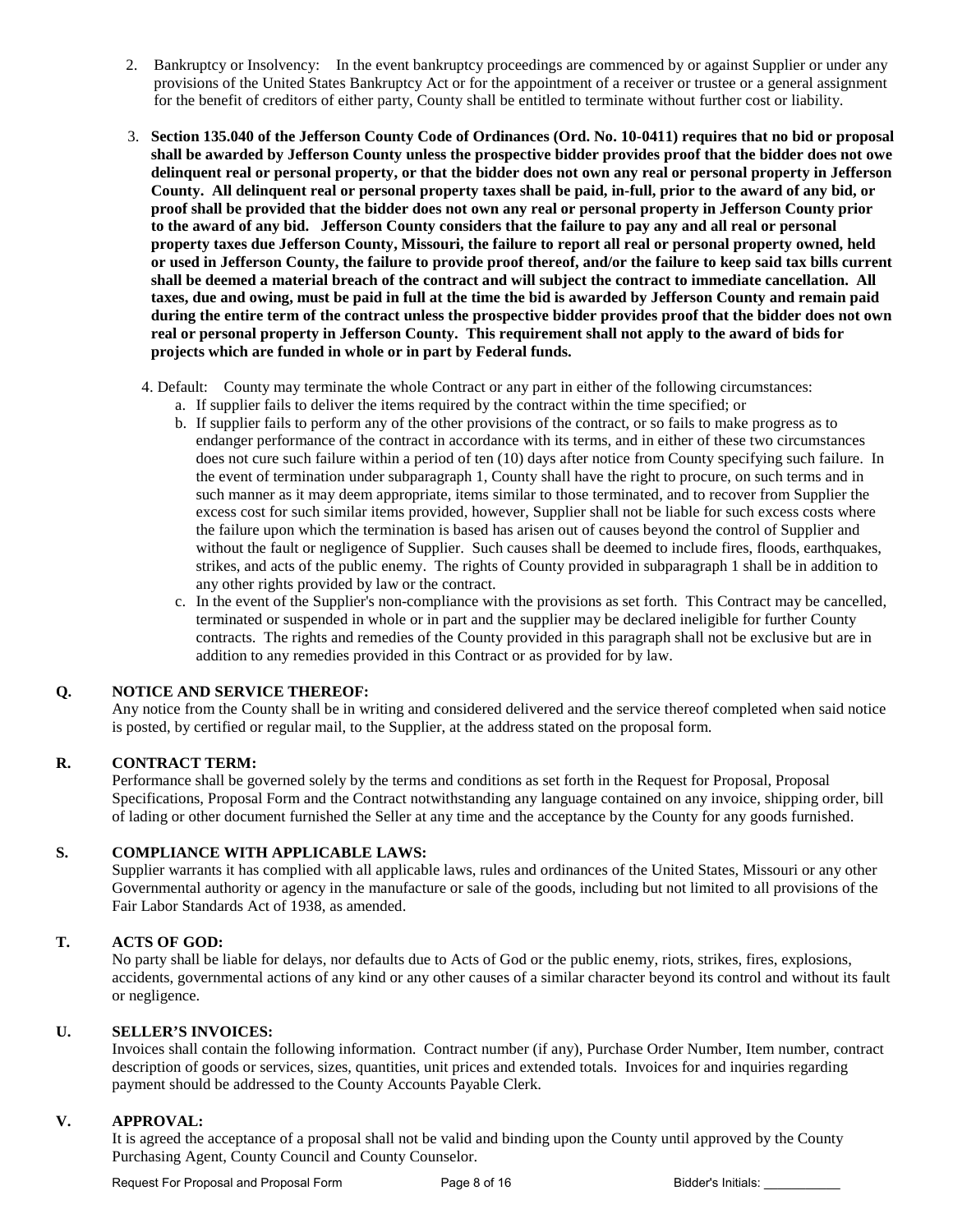2. Bankruptcy or Insolvency: In the event bankruptcy proceedings are commenced by or against Supplier or under any provisions of the United States Bankruptcy Act or for the appointment of a receiver or trustee or a general assignment for the benefit of creditors of either party, County shall be entitled to terminate without further cost or liability.

3. **Section 135.040 of the Jefferson County Code of Ordinances (Ord. No. 10-0411) requires that no bid or proposal shall be awarded by Jefferson County unless the prospective bidder provides proof that the bidder does not owe delinquent real or personal property, or that the bidder does not own any real or personal property in Jefferson County. All delinquent real or personal property taxes shall be paid, in-full, prior to the award of any bid, or proof shall be provided that the bidder does not own any real or personal property in Jefferson County prior to the award of any bid. Jefferson County considers that the failure to pay any and all real or personal property taxes due Jefferson County, Missouri, the failure to report all real or personal property owned, held or used in Jefferson County, the failure to provide proof thereof, and/or the failure to keep said tax bills current shall be deemed a material breach of the contract and will subject the contract to immediate cancellation. All taxes, due and owing, must be paid in full at the time the bid is awarded by Jefferson County and remain paid during the entire term of the contract unless the prospective bidder provides proof that the bidder does not own real or personal property in Jefferson County. This requirement shall not apply to the award of bids for projects which are funded in whole or in part by Federal funds.**

4. Default: County may terminate the whole Contract or any part in either of the following circumstances:
   a. If supplier fails to deliver the items required by the contract within the time specified; or
   b. If supplier fails to perform any of the other provisions of the contract, or so fails to make progress as to endanger performance of the contract in accordance with its terms, and in either of these two circumstances does not cure such failure within a period of ten (10) days after notice from County specifying such failure. In the event of termination under subparagraph 1, County shall have the right to procure, on such terms and in such manner as it may deem appropriate, items similar to those terminated, and to recover from Supplier the excess cost for such similar items provided, however, Supplier shall not be liable for such excess costs where the failure upon which the termination is based has arisen out of causes beyond the control of Supplier and without the fault or negligence of Supplier. Such causes shall be deemed to include fires, floods, earthquakes, strikes, and acts of the public enemy. The rights of County provided in subparagraph 1 shall be in addition to any other rights provided by law or the contract.
   c. In the event of the Supplier's non-compliance with the provisions as set forth. This Contract may be cancelled, terminated or suspended in whole or in part and the supplier may be declared ineligible for further County contracts. The rights and remedies of the County provided in this paragraph shall not be exclusive but are in addition to any remedies provided in this Contract or as provided for by law.

### Q. NOTICE AND SERVICE THEREOF:

Any notice from the County shall be in writing and considered delivered and the service thereof completed when said notice is posted, by certified or regular mail, to the Supplier, at the address stated on the proposal form.

### R. CONTRACT TERM:

Performance shall be governed solely by the terms and conditions as set forth in the Request for Proposal, Proposal Specifications, Proposal Form and the Contract notwithstanding any language contained on any invoice, shipping order, bill of lading or other document furnished the Seller at any time and the acceptance by the County for any goods furnished.

### S. COMPLIANCE WITH APPLICABLE LAWS:

Supplier warrants it has complied with all applicable laws, rules and ordinances of the United States, Missouri or any other Governmental authority or agency in the manufacture or sale of the goods, including but not limited to all provisions of the Fair Labor Standards Act of 1938, as amended.

### T. ACTS OF GOD:

No party shall be liable for delays, nor defaults due to Acts of God or the public enemy, riots, strikes, fires, explosions, accidents, governmental actions of any kind or any other causes of a similar character beyond its control and without its fault or negligence.

### U. SELLER'S INVOICES:

Invoices shall contain the following information. Contract number (if any), Purchase Order Number, Item number, contract description of goods or services, sizes, quantities, unit prices and extended totals. Invoices for and inquiries regarding payment should be addressed to the County Accounts Payable Clerk.

### V. APPROVAL:

It is agreed the acceptance of a proposal shall not be valid and binding upon the County until approved by the County Purchasing Agent, County Council and County Counselor.

Bidder's Initials: ___________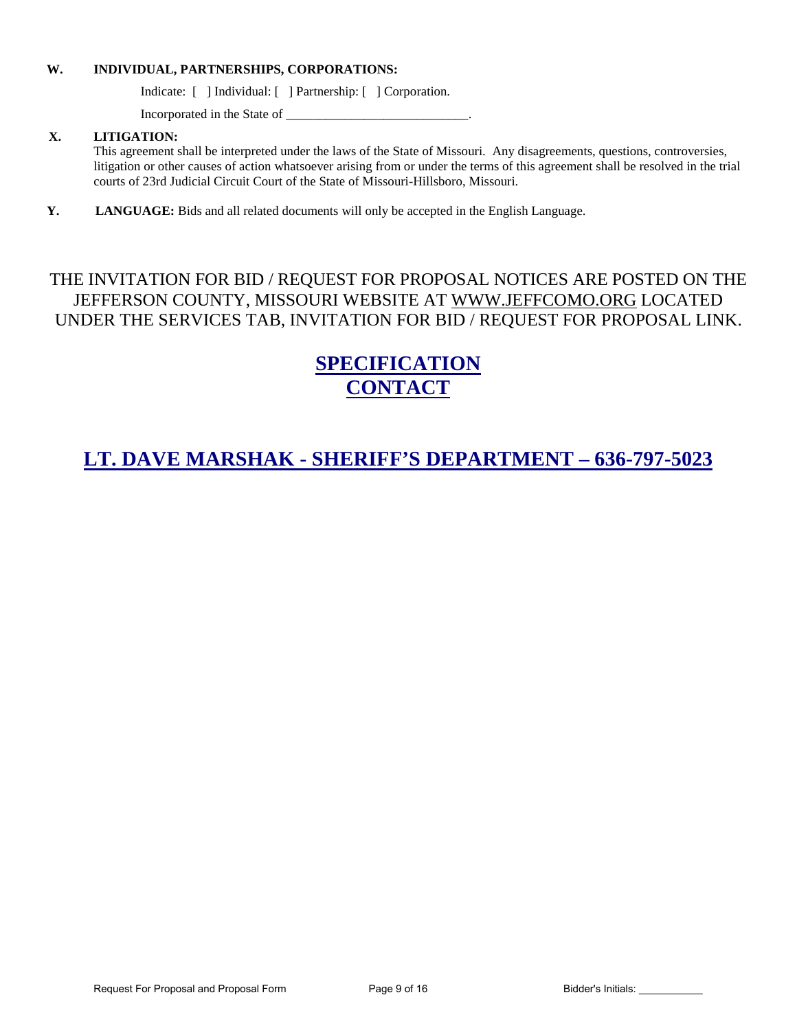**W. INDIVIDUAL, PARTNERSHIPS, CORPORATIONS:**

Indicate: [ ] Individual: [ ] Partnership: [ ] Corporation.

Incorporated in the State of ____________________________.

**X. LITIGATION:**

This agreement shall be interpreted under the laws of the State of Missouri. Any disagreements, questions, controversies, litigation or other causes of action whatsoever arising from or under the terms of this agreement shall be resolved in the trial courts of 23rd Judicial Circuit Court of the State of Missouri-Hillsboro, Missouri.

**Y. LANGUAGE:** Bids and all related documents will only be accepted in the English Language.

THE INVITATION FOR BID / REQUEST FOR PROPOSAL NOTICES ARE POSTED ON THE JEFFERSON COUNTY, MISSOURI WEBSITE AT WWW.JEFFCOMO.ORG LOCATED UNDER THE SERVICES TAB, INVITATION FOR BID / REQUEST FOR PROPOSAL LINK.

## SPECIFICATION CONTACT

## LT. DAVE MARSHAK - SHERIFF'S DEPARTMENT – 636-797-5023

Request For Proposal and Proposal Form

Bidder's Initials: ___________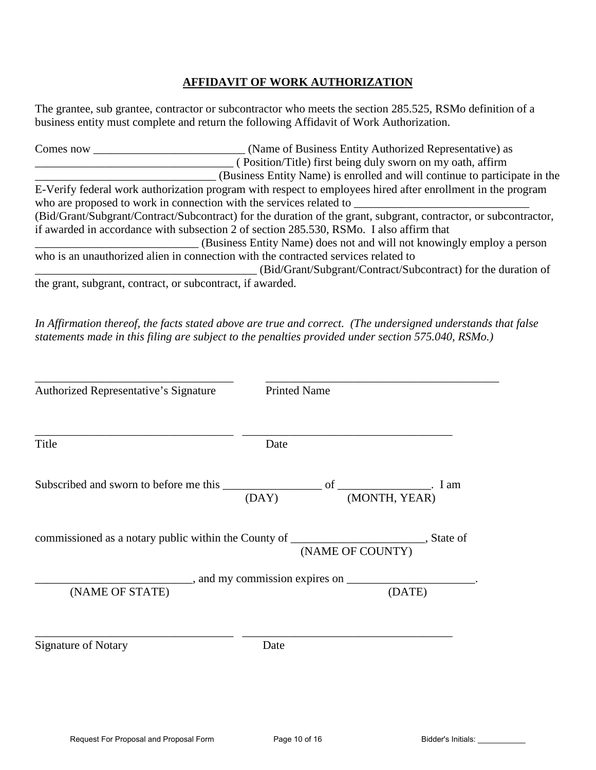## AFFIDAVIT OF WORK AUTHORIZATION

The grantee, sub grantee, contractor or subcontractor who meets the section 285.525, RSMo definition of a business entity must complete and return the following Affidavit of Work Authorization.

Comes now __________________________ (Name of Business Entity Authorized Representative) as __________________________________ ( Position/Title) first being duly sworn on my oath, affirm _______________________________ (Business Entity Name) is enrolled and will continue to participate in the E-Verify federal work authorization program with respect to employees hired after enrollment in the program who are proposed to work in connection with the services related to ______________________________ (Bid/Grant/Subgrant/Contract/Subcontract) for the duration of the grant, subgrant, contractor, or subcontractor, if awarded in accordance with subsection 2 of section 285.530, RSMo. I also affirm that ____________________________ (Business Entity Name) does not and will not knowingly employ a person who is an unauthorized alien in connection with the contracted services related to ______________________________________ (Bid/Grant/Subgrant/Contract/Subcontract) for the duration of the grant, subgrant, contract, or subcontract, if awarded.

*In Affirmation thereof, the facts stated above are true and correct. (The undersigned understands that false statements made in this filing are subject to the penalties provided under section 575.040, RSMo.)*

___________________________________ ________________________________________
Authorized Representative's Signature Printed Name

___________________________________ _____________________________________
Title Date

Subscribed and sworn to before me this _________________ of ________________. I am
(DAY) (MONTH, YEAR)

commissioned as a notary public within the County of _______________________, State of
(NAME OF COUNTY)

___________________________, and my commission expires on ______________________.
(NAME OF STATE) (DATE)

___________________________________ _____________________________________
Signature of Notary Date

Bidder's Initials: ___________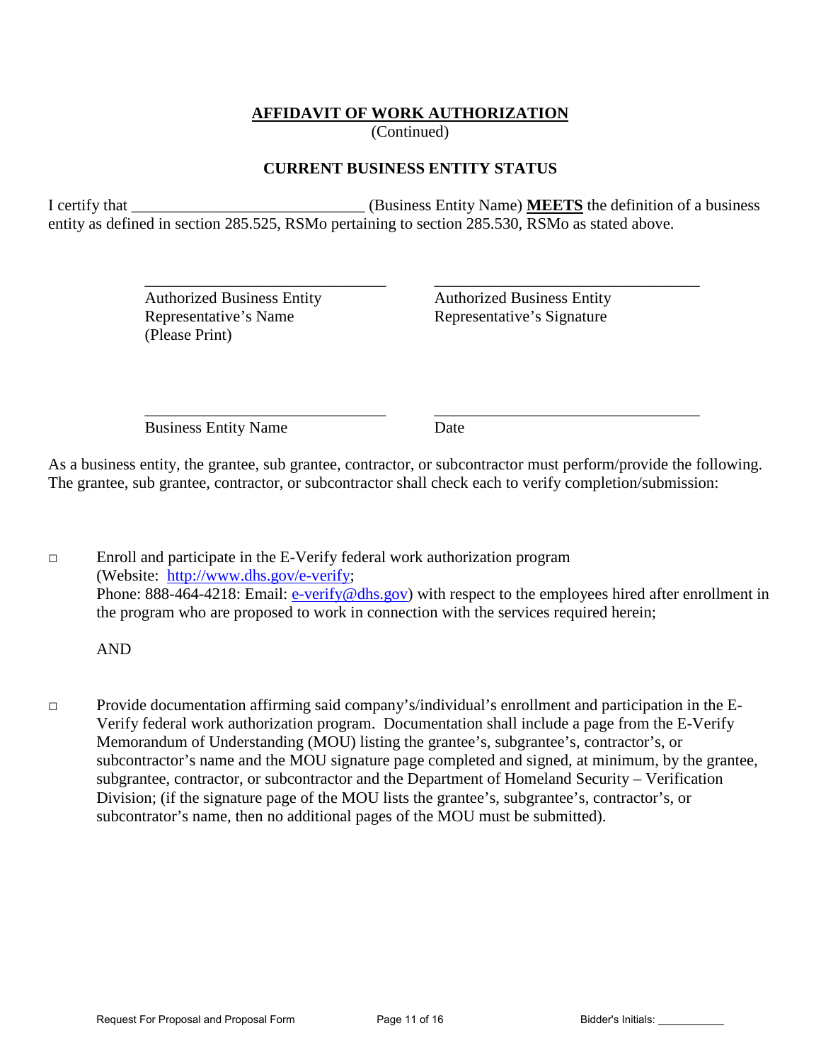**<u>AFFIDAVIT OF WORK AUTHORIZATION</u>**
(Continued)

**CURRENT BUSINESS ENTITY STATUS**

I certify that _____________________________ (Business Entity Name) **<u>MEETS</u>** the definition of a business entity as defined in section 285.525, RSMo pertaining to section 285.530, RSMo as stated above.

| | |
|---|---|
| _______________________________ | _________________________________ |
| Authorized Business Entity Representative's Name (Please Print) | Authorized Business Entity Representative's Signature |
| _______________________________ | _________________________________ |
| Business Entity Name | Date |

As a business entity, the grantee, sub grantee, contractor, or subcontractor must perform/provide the following. The grantee, sub grantee, contractor, or subcontractor shall check each to verify completion/submission:

□ Enroll and participate in the E-Verify federal work authorization program (Website: [http://www.dhs.gov/e-verify](http://www.dhs.gov/e-verify); Phone: 888-464-4218: Email: [e-verify@dhs.gov](mailto:e-verify@dhs.gov)) with respect to the employees hired after enrollment in the program who are proposed to work in connection with the services required herein;

AND

□ Provide documentation affirming said company's/individual's enrollment and participation in the E-Verify federal work authorization program. Documentation shall include a page from the E-Verify Memorandum of Understanding (MOU) listing the grantee's, subgrantee's, contractor's, or subcontractor's name and the MOU signature page completed and signed, at minimum, by the grantee, subgrantee, contractor, or subcontractor and the Department of Homeland Security – Verification Division; (if the signature page of the MOU lists the grantee's, subgrantee's, contractor's, or subcontrator's name, then no additional pages of the MOU must be submitted).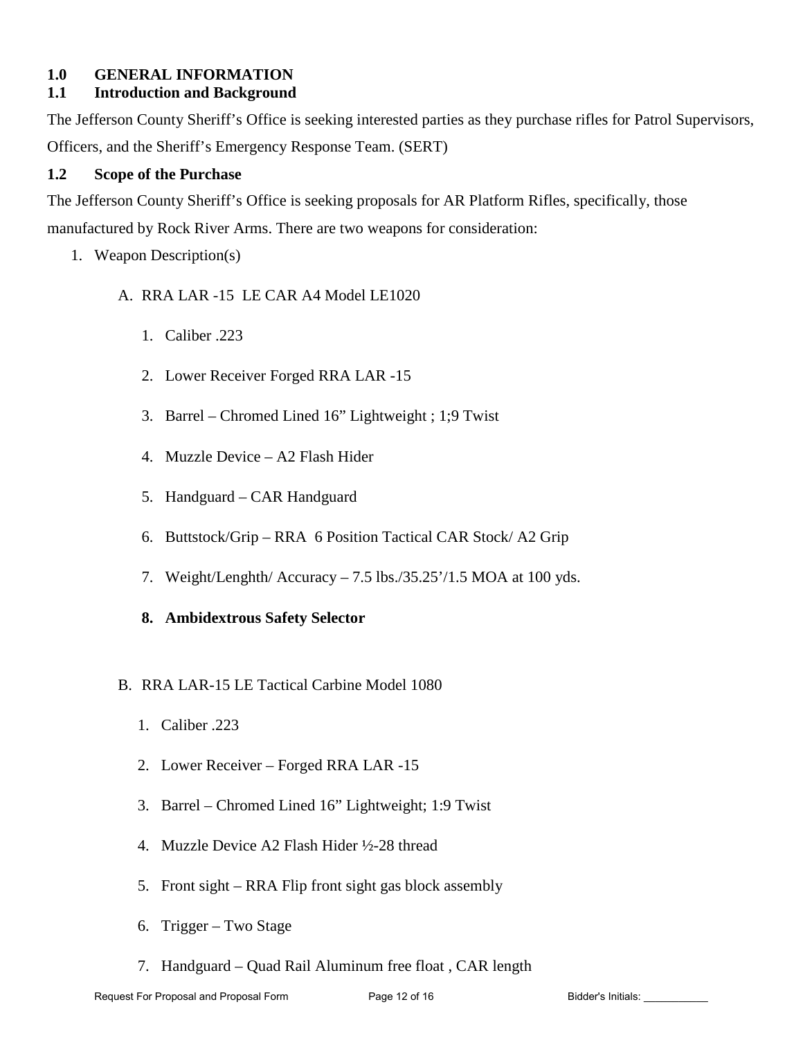## 1.0 GENERAL INFORMATION

### 1.1 Introduction and Background

The Jefferson County Sheriff's Office is seeking interested parties as they purchase rifles for Patrol Supervisors, Officers, and the Sheriff's Emergency Response Team. (SERT)

### 1.2 Scope of the Purchase

The Jefferson County Sheriff's Office is seeking proposals for AR Platform Rifles, specifically, those manufactured by Rock River Arms. There are two weapons for consideration:

1. Weapon Description(s)

   A. RRA LAR -15 LE CAR A4 Model LE1020

      1. Caliber .223
      2. Lower Receiver Forged RRA LAR -15
      3. Barrel – Chromed Lined 16" Lightweight ; 1;9 Twist
      4. Muzzle Device – A2 Flash Hider
      5. Handguard – CAR Handguard
      6. Buttstock/Grip – RRA 6 Position Tactical CAR Stock/ A2 Grip
      7. Weight/Lenghth/ Accuracy – 7.5 lbs./35.25'/1.5 MOA at 100 yds.
      8. **Ambidextrous Safety Selector**

   B. RRA LAR-15 LE Tactical Carbine Model 1080

      1. Caliber .223
      2. Lower Receiver – Forged RRA LAR -15
      3. Barrel – Chromed Lined 16" Lightweight; 1:9 Twist
      4. Muzzle Device A2 Flash Hider ½-28 thread
      5. Front sight – RRA Flip front sight gas block assembly
      6. Trigger – Two Stage
      7. Handguard – Quad Rail Aluminum free float , CAR length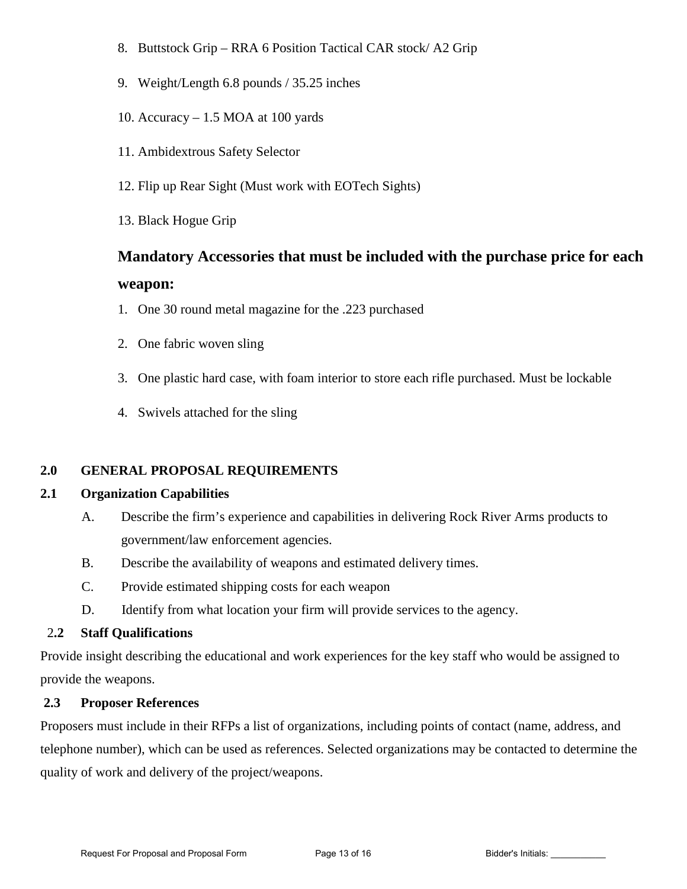8. Buttstock Grip – RRA 6 Position Tactical CAR stock/ A2 Grip
9. Weight/Length 6.8 pounds / 35.25 inches
10. Accuracy – 1.5 MOA at 100 yards
11. Ambidextrous Safety Selector
12. Flip up Rear Sight (Must work with EOTech Sights)
13. Black Hogue Grip

**Mandatory Accessories that must be included with the purchase price for each weapon:**

1. One 30 round metal magazine for the .223 purchased
2. One fabric woven sling
3. One plastic hard case, with foam interior to store each rifle purchased. Must be lockable
4. Swivels attached for the sling

## 2.0 GENERAL PROPOSAL REQUIREMENTS

### 2.1 Organization Capabilities

A. Describe the firm's experience and capabilities in delivering Rock River Arms products to government/law enforcement agencies.

B. Describe the availability of weapons and estimated delivery times.

C. Provide estimated shipping costs for each weapon

D. Identify from what location your firm will provide services to the agency.

### 2.2 Staff Qualifications

Provide insight describing the educational and work experiences for the key staff who would be assigned to provide the weapons.

### 2.3 Proposer References

Proposers must include in their RFPs a list of organizations, including points of contact (name, address, and telephone number), which can be used as references. Selected organizations may be contacted to determine the quality of work and delivery of the project/weapons.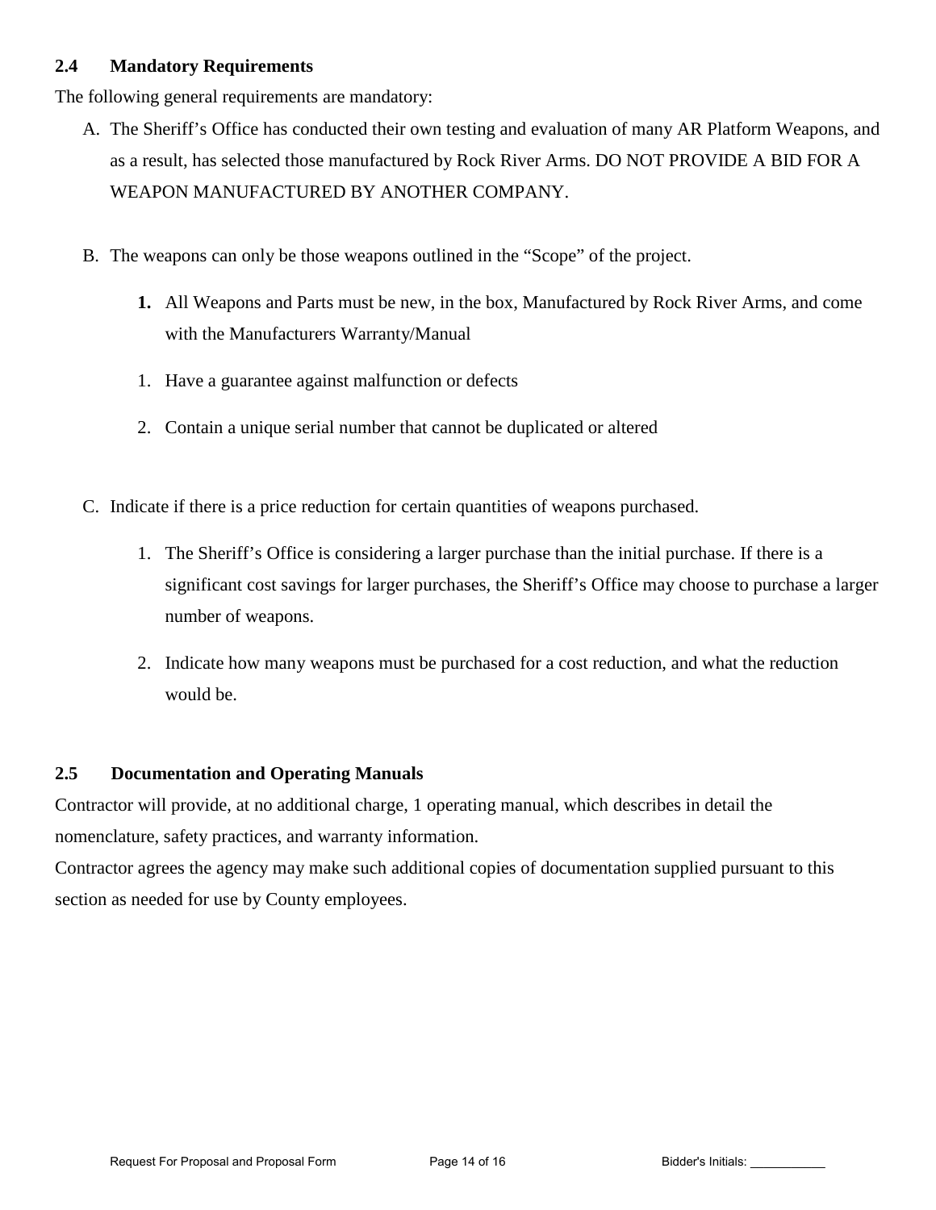### 2.4 Mandatory Requirements

The following general requirements are mandatory:

A. The Sheriff's Office has conducted their own testing and evaluation of many AR Platform Weapons, and as a result, has selected those manufactured by Rock River Arms. DO NOT PROVIDE A BID FOR A WEAPON MANUFACTURED BY ANOTHER COMPANY.

B. The weapons can only be those weapons outlined in the "Scope" of the project.

   **1.** All Weapons and Parts must be new, in the box, Manufactured by Rock River Arms, and come with the Manufacturers Warranty/Manual

   1. Have a guarantee against malfunction or defects

   2. Contain a unique serial number that cannot be duplicated or altered

C. Indicate if there is a price reduction for certain quantities of weapons purchased.

   1. The Sheriff's Office is considering a larger purchase than the initial purchase. If there is a significant cost savings for larger purchases, the Sheriff's Office may choose to purchase a larger number of weapons.

   2. Indicate how many weapons must be purchased for a cost reduction, and what the reduction would be.

### 2.5 Documentation and Operating Manuals

Contractor will provide, at no additional charge, 1 operating manual, which describes in detail the nomenclature, safety practices, and warranty information.

Contractor agrees the agency may make such additional copies of documentation supplied pursuant to this section as needed for use by County employees.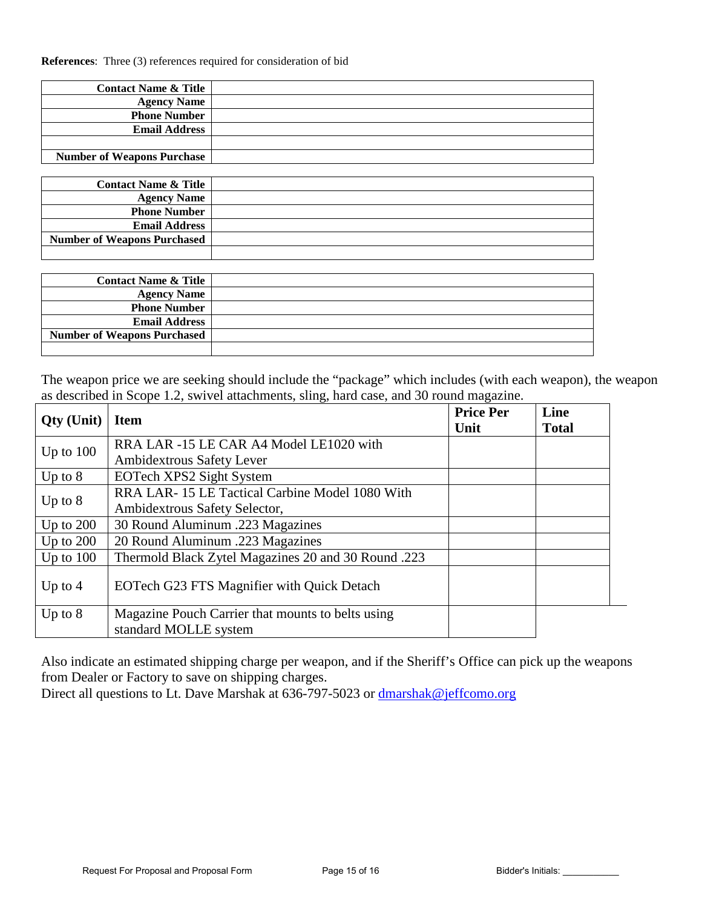**References**: Three (3) references required for consideration of bid

| | |
|---:|---|
| **Contact Name & Title** | |
| **Agency Name** | |
| **Phone Number** | |
| **Email Address** | |
| | |
| **Number of Weapons Purchase** | |

| | |
|---:|---|
| **Contact Name & Title** | |
| **Agency Name** | |
| **Phone Number** | |
| **Email Address** | |
| **Number of Weapons Purchased** | |
| | |

| | |
|---:|---|
| **Contact Name & Title** | |
| **Agency Name** | |
| **Phone Number** | |
| **Email Address** | |
| **Number of Weapons Purchased** | |
| | |

The weapon price we are seeking should include the "package" which includes (with each weapon), the weapon as described in Scope 1.2, swivel attachments, sling, hard case, and 30 round magazine.

| Qty (Unit) | Item | Price Per Unit | Line Total |
|---|---|---|---|
| Up to 100 | RRA LAR -15 LE CAR A4 Model LE1020 with Ambidextrous Safety Lever | | |
| Up to 8 | EOTech XPS2 Sight System | | |
| Up to 8 | RRA LAR- 15 LE Tactical Carbine Model 1080 With Ambidextrous Safety Selector, | | |
| Up to 200 | 30 Round Aluminum .223 Magazines | | |
| Up to 200 | 20 Round Aluminum .223 Magazines | | |
| Up to 100 | Thermold Black Zytel Magazines 20 and 30 Round .223 | | |
| Up to 4 | EOTech G23 FTS Magnifier with Quick Detach | | |
| Up to 8 | Magazine Pouch Carrier that mounts to belts using standard MOLLE system | | |

Also indicate an estimated shipping charge per weapon, and if the Sheriff's Office can pick up the weapons from Dealer or Factory to save on shipping charges.
Direct all questions to Lt. Dave Marshak at 636-797-5023 or dmarshak@jeffcomo.org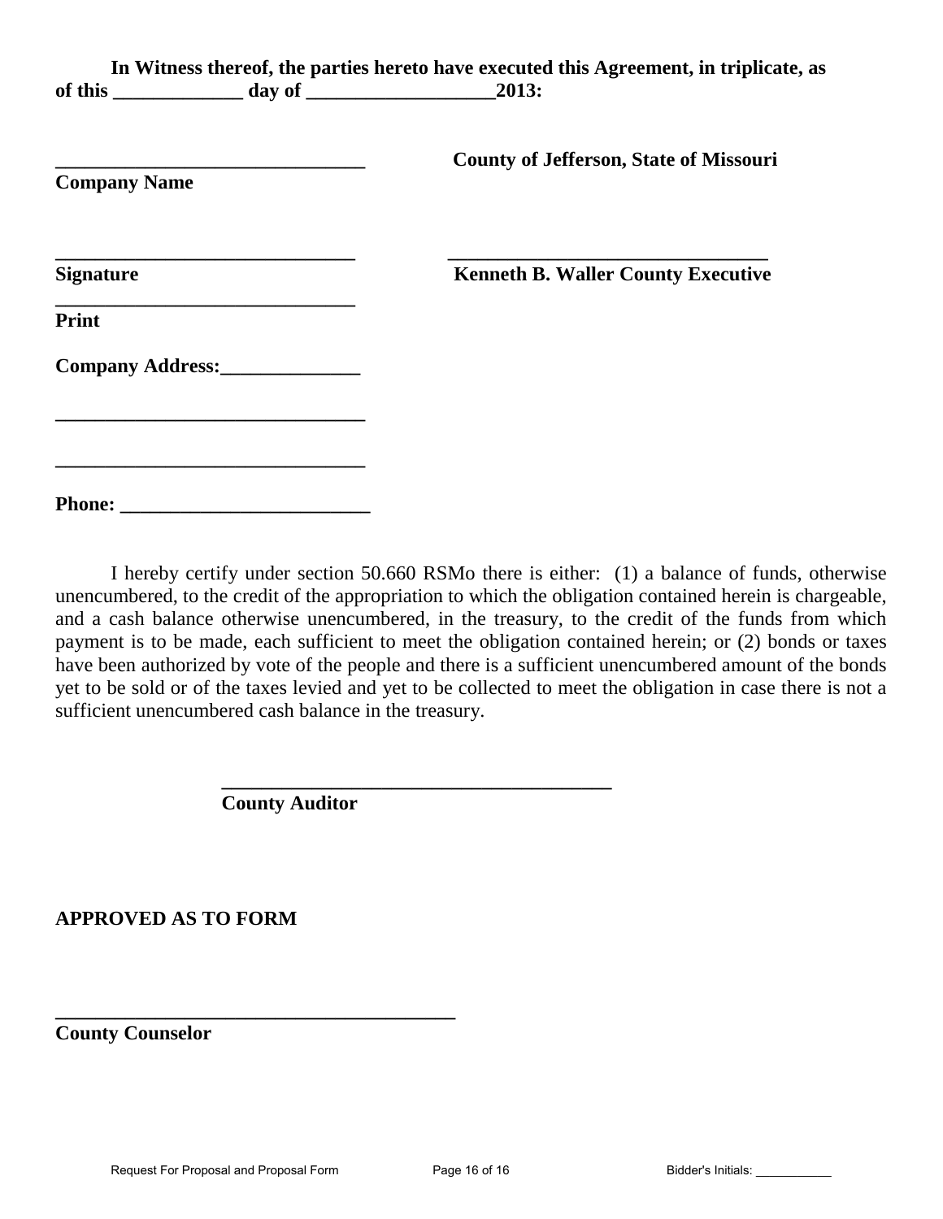**In Witness thereof, the parties hereto have executed this Agreement, in triplicate, as of this _____________ day of ___________________2013:**

| | |
|---|---|
| _______________________________ | **County of Jefferson, State of Missouri** |
| **Company Name** | |
| _______________________________ | _______________________________ |
| **Signature** | **Kenneth B. Waller County Executive** |
| _______________________________ | |
| **Print** | |
| **Company Address:**______________ | |
| _______________________________ | |
| _______________________________ | |
| **Phone:** _________________________ | |

I hereby certify under section 50.660 RSMo there is either: (1) a balance of funds, otherwise unencumbered, to the credit of the appropriation to which the obligation contained herein is chargeable, and a cash balance otherwise unencumbered, in the treasury, to the credit of the funds from which payment is to be made, each sufficient to meet the obligation contained herein; or (2) bonds or taxes have been authorized by vote of the people and there is a sufficient unencumbered amount of the bonds yet to be sold or of the taxes levied and yet to be collected to meet the obligation in case there is not a sufficient unencumbered cash balance in the treasury.

_______________________________________

**County Auditor**

**APPROVED AS TO FORM**

_________________________________________

**County Counselor**

Request For Proposal and Proposal Form Bidder's Initials: ___________